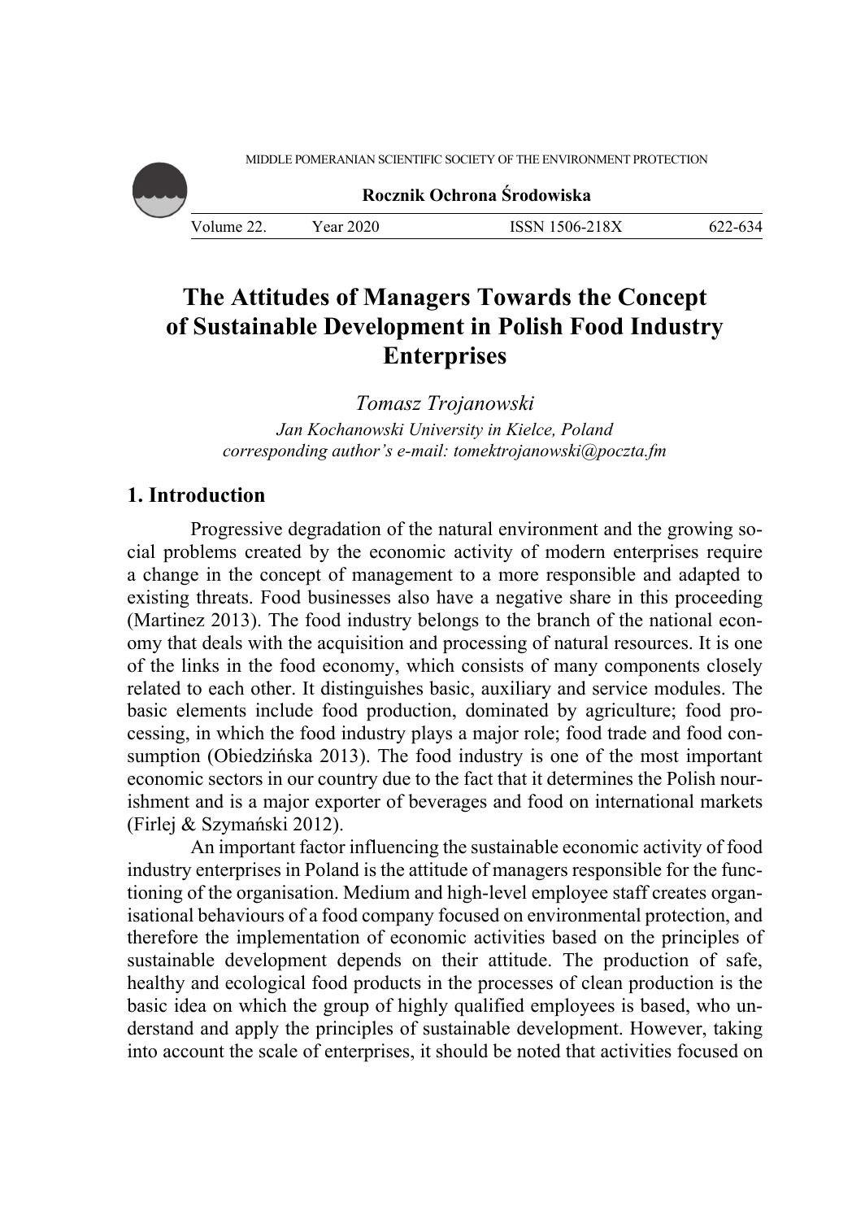# The Attitudes of Managers Towards the Concept of Sustainable Development in Polish Food Industry Enterprises

*Tomasz Trojanowski*

*Jan Kochanowski University in Kielce, Poland*
*corresponding author's e-mail: tomektrojanowski@poczta.fm*

## 1. Introduction

Progressive degradation of the natural environment and the growing social problems created by the economic activity of modern enterprises require a change in the concept of management to a more responsible and adapted to existing threats. Food businesses also have a negative share in this proceeding (Martinez 2013). The food industry belongs to the branch of the national economy that deals with the acquisition and processing of natural resources. It is one of the links in the food economy, which consists of many components closely related to each other. It distinguishes basic, auxiliary and service modules. The basic elements include food production, dominated by agriculture; food processing, in which the food industry plays a major role; food trade and food consumption (Obiedzińska 2013). The food industry is one of the most important economic sectors in our country due to the fact that it determines the Polish nourishment and is a major exporter of beverages and food on international markets (Firlej & Szymański 2012).

An important factor influencing the sustainable economic activity of food industry enterprises in Poland is the attitude of managers responsible for the functioning of the organisation. Medium and high-level employee staff creates organisational behaviours of a food company focused on environmental protection, and therefore the implementation of economic activities based on the principles of sustainable development depends on their attitude. The production of safe, healthy and ecological food products in the processes of clean production is the basic idea on which the group of highly qualified employees is based, who understand and apply the principles of sustainable development. However, taking into account the scale of enterprises, it should be noted that activities focused on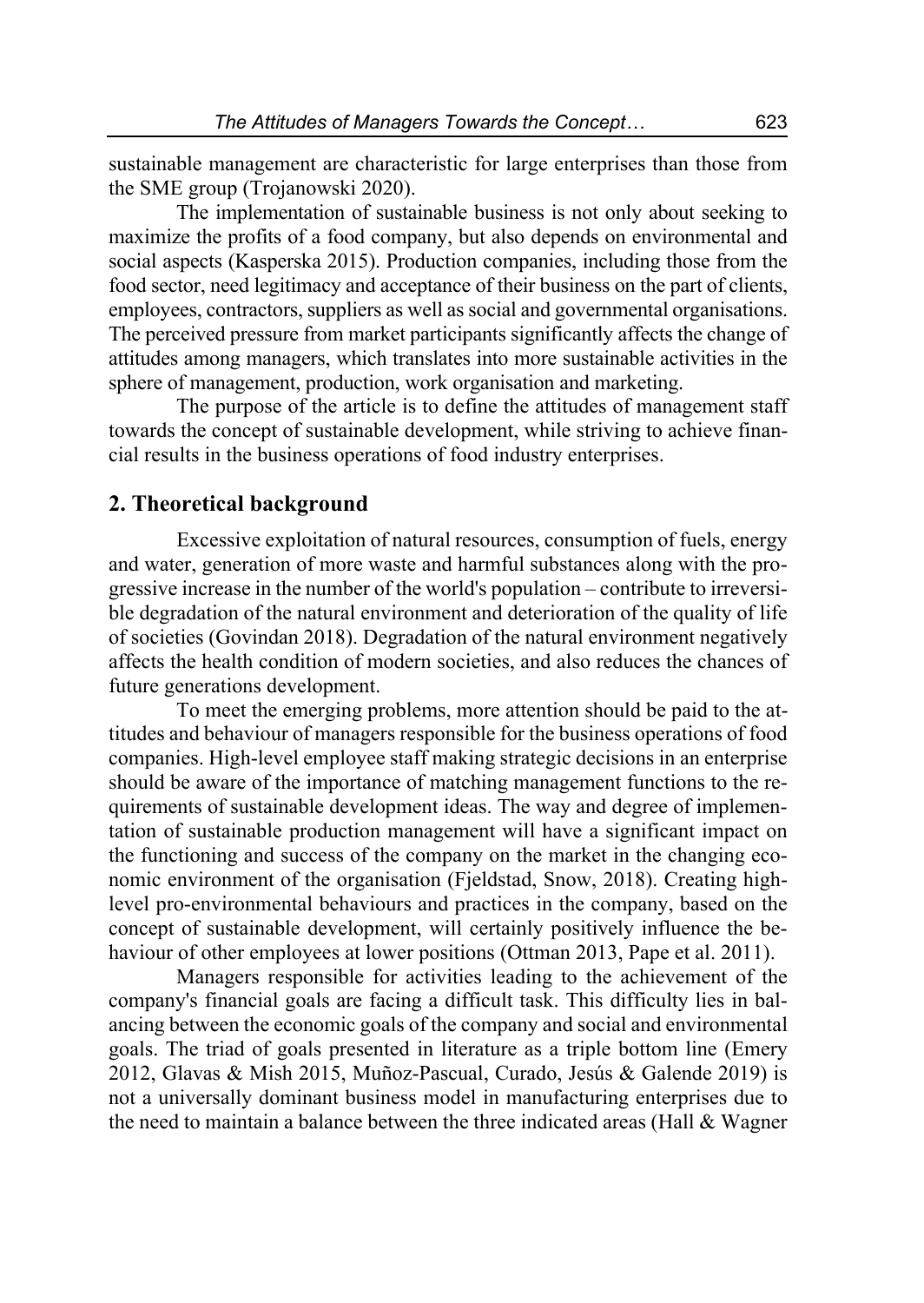sustainable management are characteristic for large enterprises than those from the SME group (Trojanowski 2020).

The implementation of sustainable business is not only about seeking to maximize the profits of a food company, but also depends on environmental and social aspects (Kasperska 2015). Production companies, including those from the food sector, need legitimacy and acceptance of their business on the part of clients, employees, contractors, suppliers as well as social and governmental organisations. The perceived pressure from market participants significantly affects the change of attitudes among managers, which translates into more sustainable activities in the sphere of management, production, work organisation and marketing.

The purpose of the article is to define the attitudes of management staff towards the concept of sustainable development, while striving to achieve financial results in the business operations of food industry enterprises.

## 2. Theoretical background

Excessive exploitation of natural resources, consumption of fuels, energy and water, generation of more waste and harmful substances along with the progressive increase in the number of the world's population – contribute to irreversible degradation of the natural environment and deterioration of the quality of life of societies (Govindan 2018). Degradation of the natural environment negatively affects the health condition of modern societies, and also reduces the chances of future generations development.

To meet the emerging problems, more attention should be paid to the attitudes and behaviour of managers responsible for the business operations of food companies. High-level employee staff making strategic decisions in an enterprise should be aware of the importance of matching management functions to the requirements of sustainable development ideas. The way and degree of implementation of sustainable production management will have a significant impact on the functioning and success of the company on the market in the changing economic environment of the organisation (Fjeldstad, Snow, 2018). Creating high-level pro-environmental behaviours and practices in the company, based on the concept of sustainable development, will certainly positively influence the behaviour of other employees at lower positions (Ottman 2013, Pape et al. 2011).

Managers responsible for activities leading to the achievement of the company's financial goals are facing a difficult task. This difficulty lies in balancing between the economic goals of the company and social and environmental goals. The triad of goals presented in literature as a triple bottom line (Emery 2012, Glavas & Mish 2015, Muñoz-Pascual, Curado, Jesús & Galende 2019) is not a universally dominant business model in manufacturing enterprises due to the need to maintain a balance between the three indicated areas (Hall & Wagner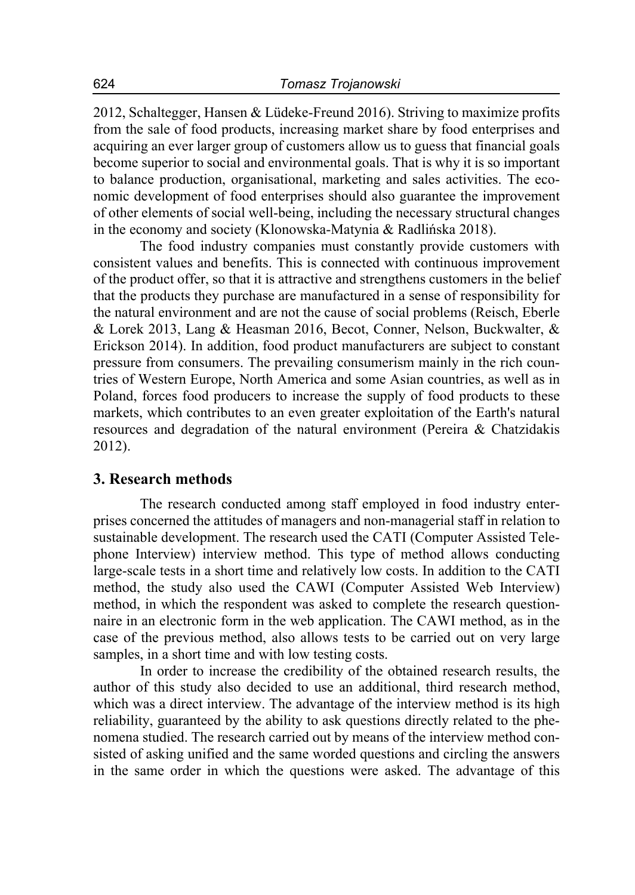2012, Schaltegger, Hansen & Lüdeke-Freund 2016). Striving to maximize profits from the sale of food products, increasing market share by food enterprises and acquiring an ever larger group of customers allow us to guess that financial goals become superior to social and environmental goals. That is why it is so important to balance production, organisational, marketing and sales activities. The economic development of food enterprises should also guarantee the improvement of other elements of social well-being, including the necessary structural changes in the economy and society (Klonowska-Matynia & Radlińska 2018).

The food industry companies must constantly provide customers with consistent values and benefits. This is connected with continuous improvement of the product offer, so that it is attractive and strengthens customers in the belief that the products they purchase are manufactured in a sense of responsibility for the natural environment and are not the cause of social problems (Reisch, Eberle & Lorek 2013, Lang & Heasman 2016, Becot, Conner, Nelson, Buckwalter, & Erickson 2014). In addition, food product manufacturers are subject to constant pressure from consumers. The prevailing consumerism mainly in the rich countries of Western Europe, North America and some Asian countries, as well as in Poland, forces food producers to increase the supply of food products to these markets, which contributes to an even greater exploitation of the Earth's natural resources and degradation of the natural environment (Pereira & Chatzidakis 2012).

## 3. Research methods

The research conducted among staff employed in food industry enterprises concerned the attitudes of managers and non-managerial staff in relation to sustainable development. The research used the CATI (Computer Assisted Telephone Interview) interview method. This type of method allows conducting large-scale tests in a short time and relatively low costs. In addition to the CATI method, the study also used the CAWI (Computer Assisted Web Interview) method, in which the respondent was asked to complete the research questionnaire in an electronic form in the web application. The CAWI method, as in the case of the previous method, also allows tests to be carried out on very large samples, in a short time and with low testing costs.

In order to increase the credibility of the obtained research results, the author of this study also decided to use an additional, third research method, which was a direct interview. The advantage of the interview method is its high reliability, guaranteed by the ability to ask questions directly related to the phenomena studied. The research carried out by means of the interview method consisted of asking unified and the same worded questions and circling the answers in the same order in which the questions were asked. The advantage of this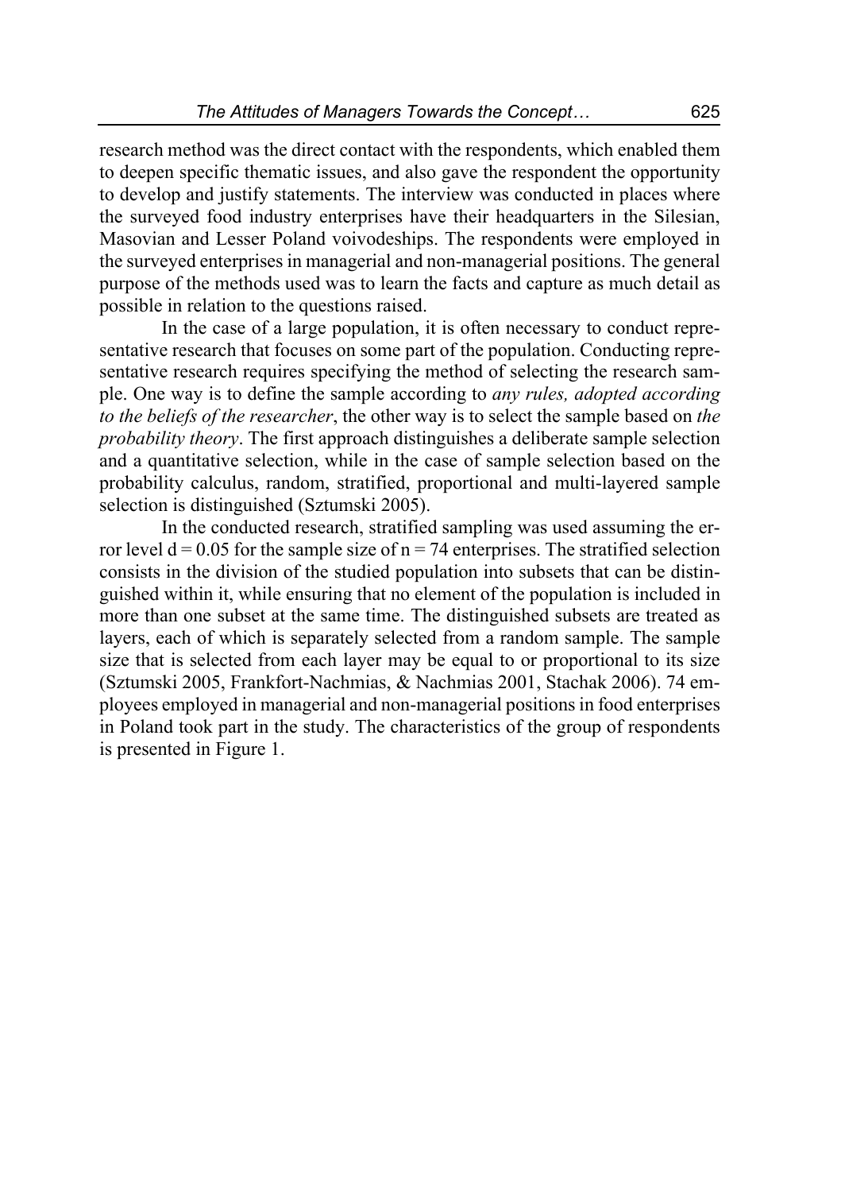research method was the direct contact with the respondents, which enabled them to deepen specific thematic issues, and also gave the respondent the opportunity to develop and justify statements. The interview was conducted in places where the surveyed food industry enterprises have their headquarters in the Silesian, Masovian and Lesser Poland voivodeships. The respondents were employed in the surveyed enterprises in managerial and non-managerial positions. The general purpose of the methods used was to learn the facts and capture as much detail as possible in relation to the questions raised.

In the case of a large population, it is often necessary to conduct representative research that focuses on some part of the population. Conducting representative research requires specifying the method of selecting the research sample. One way is to define the sample according to *any rules, adopted according to the beliefs of the researcher*, the other way is to select the sample based on *the probability theory*. The first approach distinguishes a deliberate sample selection and a quantitative selection, while in the case of sample selection based on the probability calculus, random, stratified, proportional and multi-layered sample selection is distinguished (Sztumski 2005).

In the conducted research, stratified sampling was used assuming the error level $d = 0.05$ for the sample size of $n = 74$ enterprises. The stratified selection consists in the division of the studied population into subsets that can be distinguished within it, while ensuring that no element of the population is included in more than one subset at the same time. The distinguished subsets are treated as layers, each of which is separately selected from a random sample. The sample size that is selected from each layer may be equal to or proportional to its size (Sztumski 2005, Frankfort-Nachmias, & Nachmias 2001, Stachak 2006). 74 employees employed in managerial and non-managerial positions in food enterprises in Poland took part in the study. The characteristics of the group of respondents is presented in Figure 1.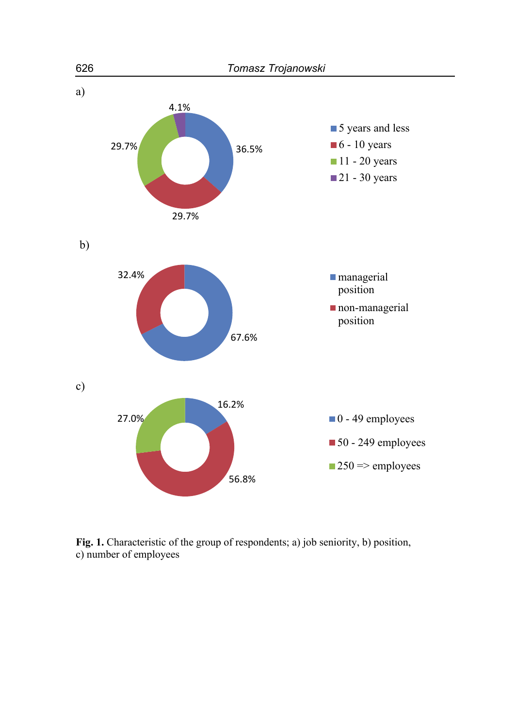a)

b)

c)

**Fig. 1.** Characteristic of the group of respondents; a) job seniority, b) position, c) number of employees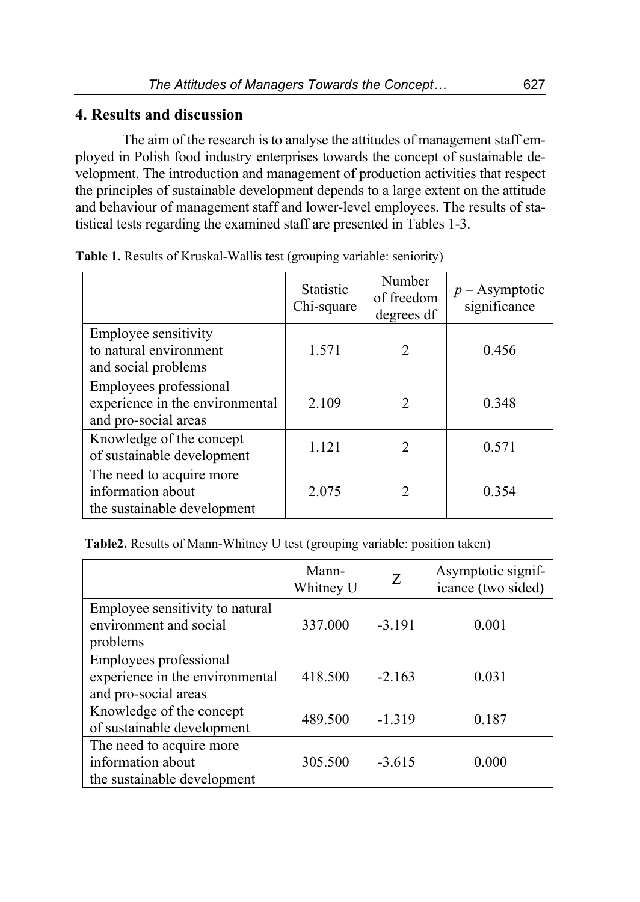## 4. Results and discussion

The aim of the research is to analyse the attitudes of management staff employed in Polish food industry enterprises towards the concept of sustainable development. The introduction and management of production activities that respect the principles of sustainable development depends to a large extent on the attitude and behaviour of management staff and lower-level employees. The results of statistical tests regarding the examined staff are presented in Tables 1-3.

**Table 1.** Results of Kruskal-Wallis test (grouping variable: seniority)

| | Statistic Chi-square | Number of freedom degrees df | *p* – Asymptotic significance |
|---|---|---|---|
| Employee sensitivity to natural environment and social problems | 1.571 | 2 | 0.456 |
| Employees professional experience in the environmental and pro-social areas | 2.109 | 2 | 0.348 |
| Knowledge of the concept of sustainable development | 1.121 | 2 | 0.571 |
| The need to acquire more information about the sustainable development | 2.075 | 2 | 0.354 |

**Table2.** Results of Mann-Whitney U test (grouping variable: position taken)

| | Mann-Whitney U | Z | Asymptotic significance (two sided) |
|---|---|---|---|
| Employee sensitivity to natural environment and social problems | 337.000 | -3.191 | 0.001 |
| Employees professional experience in the environmental and pro-social areas | 418.500 | -2.163 | 0.031 |
| Knowledge of the concept of sustainable development | 489.500 | -1.319 | 0.187 |
| The need to acquire more information about the sustainable development | 305.500 | -3.615 | 0.000 |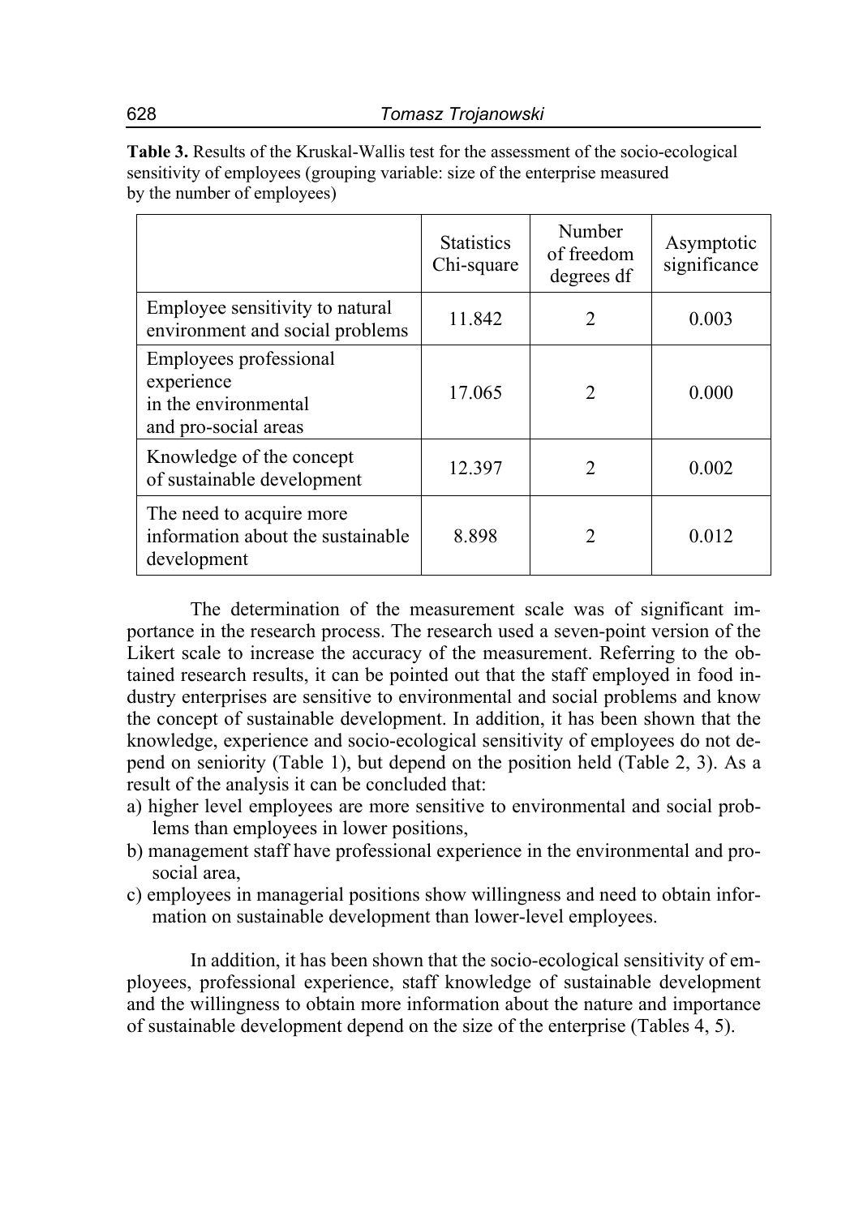**Table 3.** Results of the Kruskal-Wallis test for the assessment of the socio-ecological sensitivity of employees (grouping variable: size of the enterprise measured by the number of employees)

| | Statistics Chi-square | Number of freedom degrees df | Asymptotic significance |
|---|---|---|---|
| Employee sensitivity to natural environment and social problems | 11.842 | 2 | 0.003 |
| Employees professional experience in the environmental and pro-social areas | 17.065 | 2 | 0.000 |
| Knowledge of the concept of sustainable development | 12.397 | 2 | 0.002 |
| The need to acquire more information about the sustainable development | 8.898 | 2 | 0.012 |

The determination of the measurement scale was of significant importance in the research process. The research used a seven-point version of the Likert scale to increase the accuracy of the measurement. Referring to the obtained research results, it can be pointed out that the staff employed in food industry enterprises are sensitive to environmental and social problems and know the concept of sustainable development. In addition, it has been shown that the knowledge, experience and socio-ecological sensitivity of employees do not depend on seniority (Table 1), but depend on the position held (Table 2, 3). As a result of the analysis it can be concluded that:

a) higher level employees are more sensitive to environmental and social problems than employees in lower positions,
b) management staff have professional experience in the environmental and pro-social area,
c) employees in managerial positions show willingness and need to obtain information on sustainable development than lower-level employees.

In addition, it has been shown that the socio-ecological sensitivity of employees, professional experience, staff knowledge of sustainable development and the willingness to obtain more information about the nature and importance of sustainable development depend on the size of the enterprise (Tables 4, 5).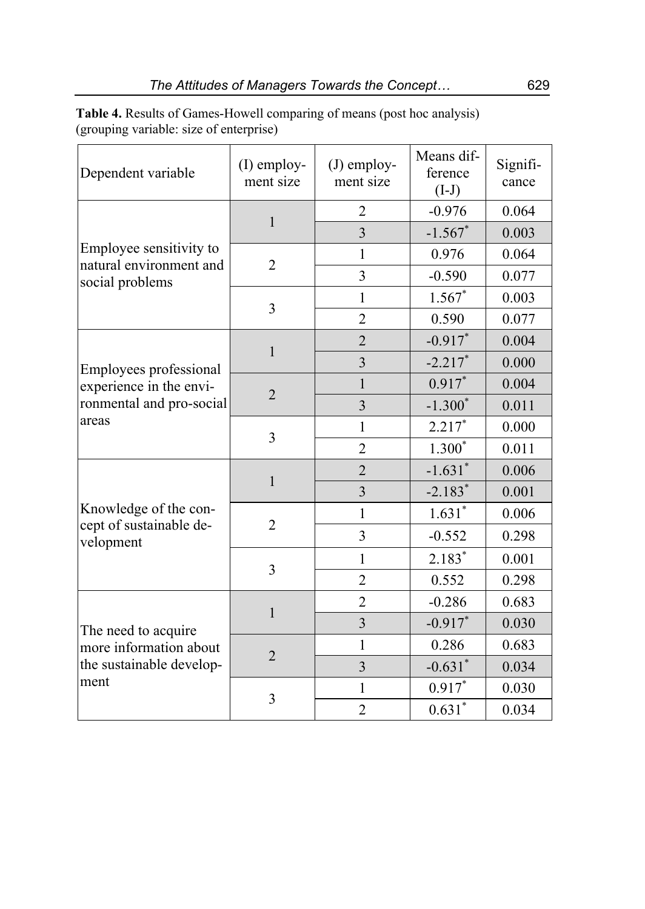**Table 4.** Results of Games-Howell comparing of means (post hoc analysis) (grouping variable: size of enterprise)

| Dependent variable | (I) employment size | (J) employment size | Means difference (I-J) | Significance |
|---|---|---|---|---|
| Employee sensitivity to natural environment and social problems | 1 | 2 | -0.976 | 0.064 |
| | | 3 | -1.567* | 0.003 |
| | 2 | 1 | 0.976 | 0.064 |
| | | 3 | -0.590 | 0.077 |
| | 3 | 1 | 1.567* | 0.003 |
| | | 2 | 0.590 | 0.077 |
| Employees professional experience in the environmental and pro-social areas | 1 | 2 | -0.917* | 0.004 |
| | | 3 | -2.217* | 0.000 |
| | 2 | 1 | 0.917* | 0.004 |
| | | 3 | -1.300* | 0.011 |
| | 3 | 1 | 2.217* | 0.000 |
| | | 2 | 1.300* | 0.011 |
| Knowledge of the concept of sustainable development | 1 | 2 | -1.631* | 0.006 |
| | | 3 | -2.183* | 0.001 |
| | 2 | 1 | 1.631* | 0.006 |
| | | 3 | -0.552 | 0.298 |
| | 3 | 1 | 2.183* | 0.001 |
| | | 2 | 0.552 | 0.298 |
| The need to acquire more information about the sustainable development | 1 | 2 | -0.286 | 0.683 |
| | | 3 | -0.917* | 0.030 |
| | 2 | 1 | 0.286 | 0.683 |
| | | 3 | -0.631* | 0.034 |
| | 3 | 1 | 0.917* | 0.030 |
| | | 2 | 0.631* | 0.034 |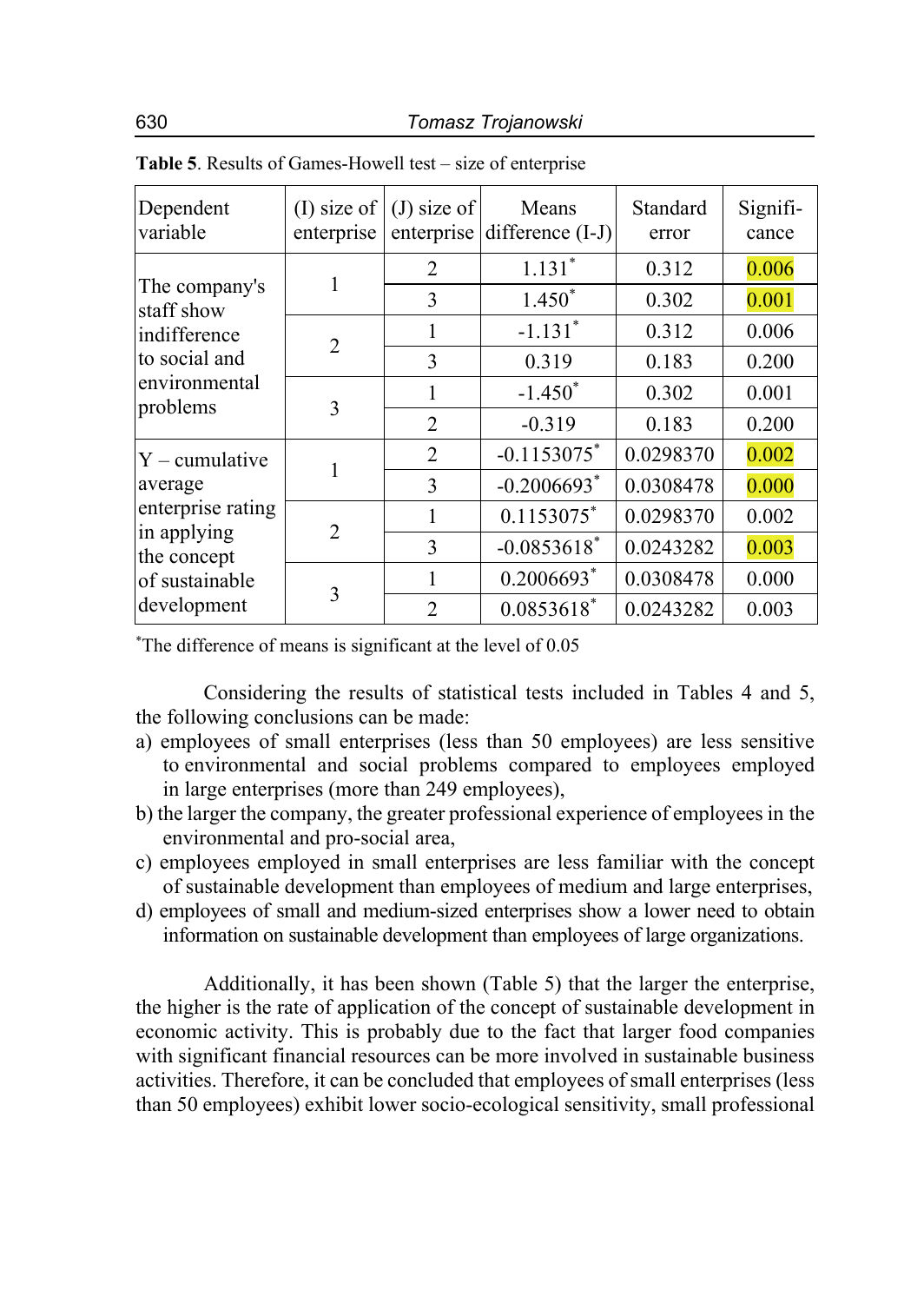**Table 5**. Results of Games-Howell test – size of enterprise

| Dependent variable | (I) size of enterprise | (J) size of enterprise | Means difference (I-J) | Standard error | Signifi-cance |
|---|---|---|---|---|---|
| The company's staff show indifference to social and environmental problems | 1 | 2 | 1.131* | 0.312 | 0.006 |
| | | 3 | 1.450* | 0.302 | 0.001 |
| | 2 | 1 | -1.131* | 0.312 | 0.006 |
| | | 3 | 0.319 | 0.183 | 0.200 |
| | 3 | 1 | -1.450* | 0.302 | 0.001 |
| | | 2 | -0.319 | 0.183 | 0.200 |
| Y – cumulative average enterprise rating in applying the concept of sustainable development | 1 | 2 | -0.1153075* | 0.0298370 | 0.002 |
| | | 3 | -0.2006693* | 0.0308478 | 0.000 |
| | 2 | 1 | 0.1153075* | 0.0298370 | 0.002 |
| | | 3 | -0.0853618* | 0.0243282 | 0.003 |
| | 3 | 1 | 0.2006693* | 0.0308478 | 0.000 |
| | | 2 | 0.0853618* | 0.0243282 | 0.003 |

*The difference of means is significant at the level of 0.05

Considering the results of statistical tests included in Tables 4 and 5, the following conclusions can be made:

a) employees of small enterprises (less than 50 employees) are less sensitive to environmental and social problems compared to employees employed in large enterprises (more than 249 employees),
b) the larger the company, the greater professional experience of employees in the environmental and pro-social area,
c) employees employed in small enterprises are less familiar with the concept of sustainable development than employees of medium and large enterprises,
d) employees of small and medium-sized enterprises show a lower need to obtain information on sustainable development than employees of large organizations.

Additionally, it has been shown (Table 5) that the larger the enterprise, the higher is the rate of application of the concept of sustainable development in economic activity. This is probably due to the fact that larger food companies with significant financial resources can be more involved in sustainable business activities. Therefore, it can be concluded that employees of small enterprises (less than 50 employees) exhibit lower socio-ecological sensitivity, small professional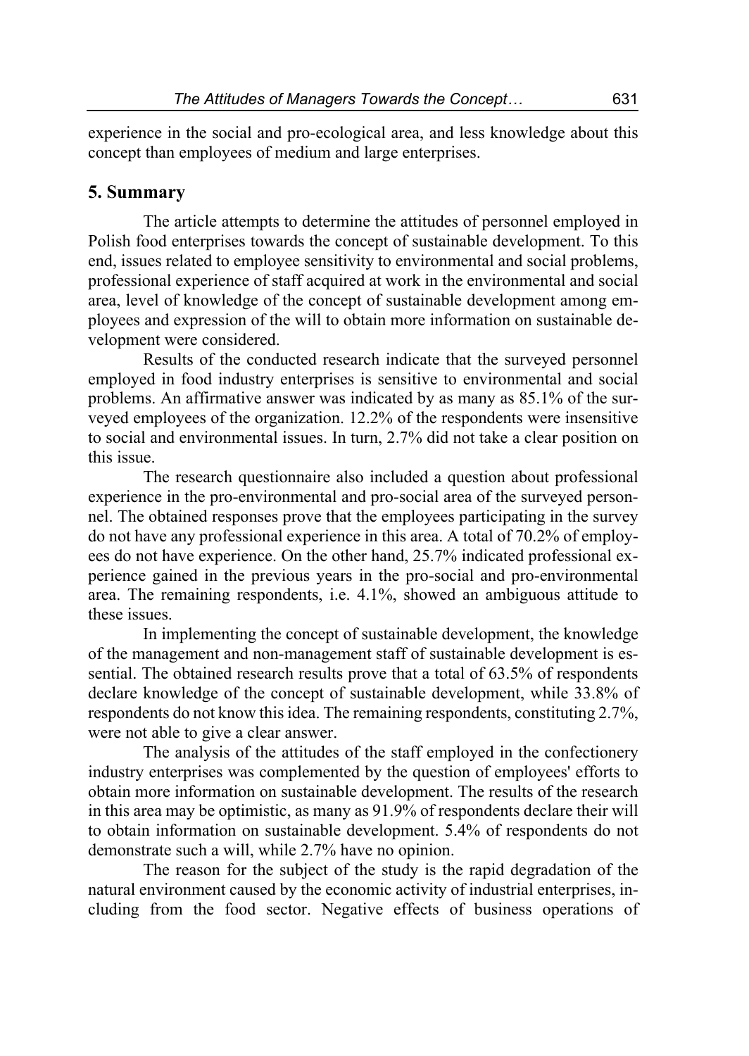experience in the social and pro-ecological area, and less knowledge about this concept than employees of medium and large enterprises.

## 5. Summary

The article attempts to determine the attitudes of personnel employed in Polish food enterprises towards the concept of sustainable development. To this end, issues related to employee sensitivity to environmental and social problems, professional experience of staff acquired at work in the environmental and social area, level of knowledge of the concept of sustainable development among employees and expression of the will to obtain more information on sustainable development were considered.

Results of the conducted research indicate that the surveyed personnel employed in food industry enterprises is sensitive to environmental and social problems. An affirmative answer was indicated by as many as 85.1% of the surveyed employees of the organization. 12.2% of the respondents were insensitive to social and environmental issues. In turn, 2.7% did not take a clear position on this issue.

The research questionnaire also included a question about professional experience in the pro-environmental and pro-social area of the surveyed personnel. The obtained responses prove that the employees participating in the survey do not have any professional experience in this area. A total of 70.2% of employees do not have experience. On the other hand, 25.7% indicated professional experience gained in the previous years in the pro-social and pro-environmental area. The remaining respondents, i.e. 4.1%, showed an ambiguous attitude to these issues.

In implementing the concept of sustainable development, the knowledge of the management and non-management staff of sustainable development is essential. The obtained research results prove that a total of 63.5% of respondents declare knowledge of the concept of sustainable development, while 33.8% of respondents do not know this idea. The remaining respondents, constituting 2.7%, were not able to give a clear answer.

The analysis of the attitudes of the staff employed in the confectionery industry enterprises was complemented by the question of employees' efforts to obtain more information on sustainable development. The results of the research in this area may be optimistic, as many as 91.9% of respondents declare their will to obtain information on sustainable development. 5.4% of respondents do not demonstrate such a will, while 2.7% have no opinion.

The reason for the subject of the study is the rapid degradation of the natural environment caused by the economic activity of industrial enterprises, including from the food sector. Negative effects of business operations of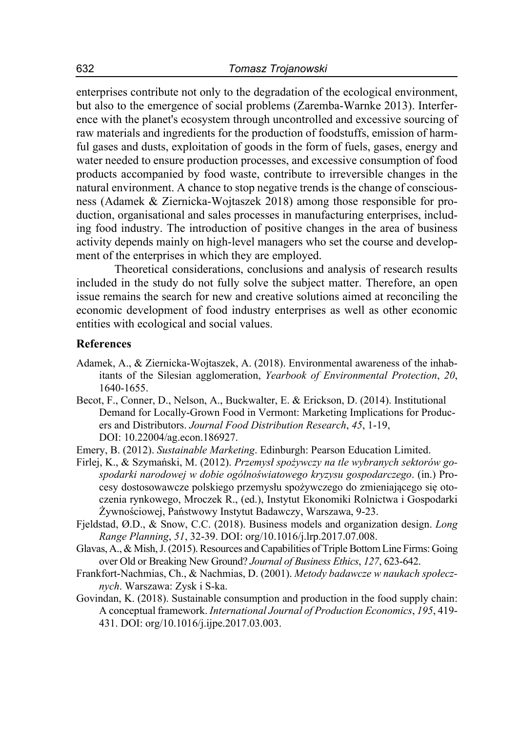enterprises contribute not only to the degradation of the ecological environment, but also to the emergence of social problems (Zaremba-Warnke 2013). Interference with the planet's ecosystem through uncontrolled and excessive sourcing of raw materials and ingredients for the production of foodstuffs, emission of harmful gases and dusts, exploitation of goods in the form of fuels, gases, energy and water needed to ensure production processes, and excessive consumption of food products accompanied by food waste, contribute to irreversible changes in the natural environment. A chance to stop negative trends is the change of consciousness (Adamek & Ziernicka-Wojtaszek 2018) among those responsible for production, organisational and sales processes in manufacturing enterprises, including food industry. The introduction of positive changes in the area of business activity depends mainly on high-level managers who set the course and development of the enterprises in which they are employed.

Theoretical considerations, conclusions and analysis of research results included in the study do not fully solve the subject matter. Therefore, an open issue remains the search for new and creative solutions aimed at reconciling the economic development of food industry enterprises as well as other economic entities with ecological and social values.

## References

Adamek, A., & Ziernicka-Wojtaszek, A. (2018). Environmental awareness of the inhabitants of the Silesian agglomeration, *Yearbook of Environmental Protection*, *20*, 1640-1655.

Becot, F., Conner, D., Nelson, A., Buckwalter, E. & Erickson, D. (2014). Institutional Demand for Locally-Grown Food in Vermont: Marketing Implications for Producers and Distributors. *Journal Food Distribution Research*, *45*, 1-19, DOI: 10.22004/ag.econ.186927.

Emery, B. (2012). *Sustainable Marketing*. Edinburgh: Pearson Education Limited.

Firlej, K., & Szymański, M. (2012). *Przemysł spożywczy na tle wybranych sektorów gospodarki narodowej w dobie ogólnoświatowego kryzysu gospodarczego*. (in.) Procesy dostosowawcze polskiego przemysłu spożywczego do zmieniającego się otoczenia rynkowego, Mroczek R., (ed.), Instytut Ekonomiki Rolnictwa i Gospodarki Żywnościowej, Państwowy Instytut Badawczy, Warszawa, 9-23.

Fjeldstad, Ø.D., & Snow, C.C. (2018). Business models and organization design. *Long Range Planning*, *51*, 32-39. DOI: org/10.1016/j.lrp.2017.07.008.

Glavas, A., & Mish, J. (2015). Resources and Capabilities of Triple Bottom Line Firms: Going over Old or Breaking New Ground? *Journal of Business Ethics*, *127*, 623-642.

Frankfort-Nachmias, Ch., & Nachmias, D. (2001). *Metody badawcze w naukach społecznych*. Warszawa: Zysk i S-ka.

Govindan, K. (2018). Sustainable consumption and production in the food supply chain: A conceptual framework. *International Journal of Production Economics*, *195*, 419-431. DOI: org/10.1016/j.ijpe.2017.03.003.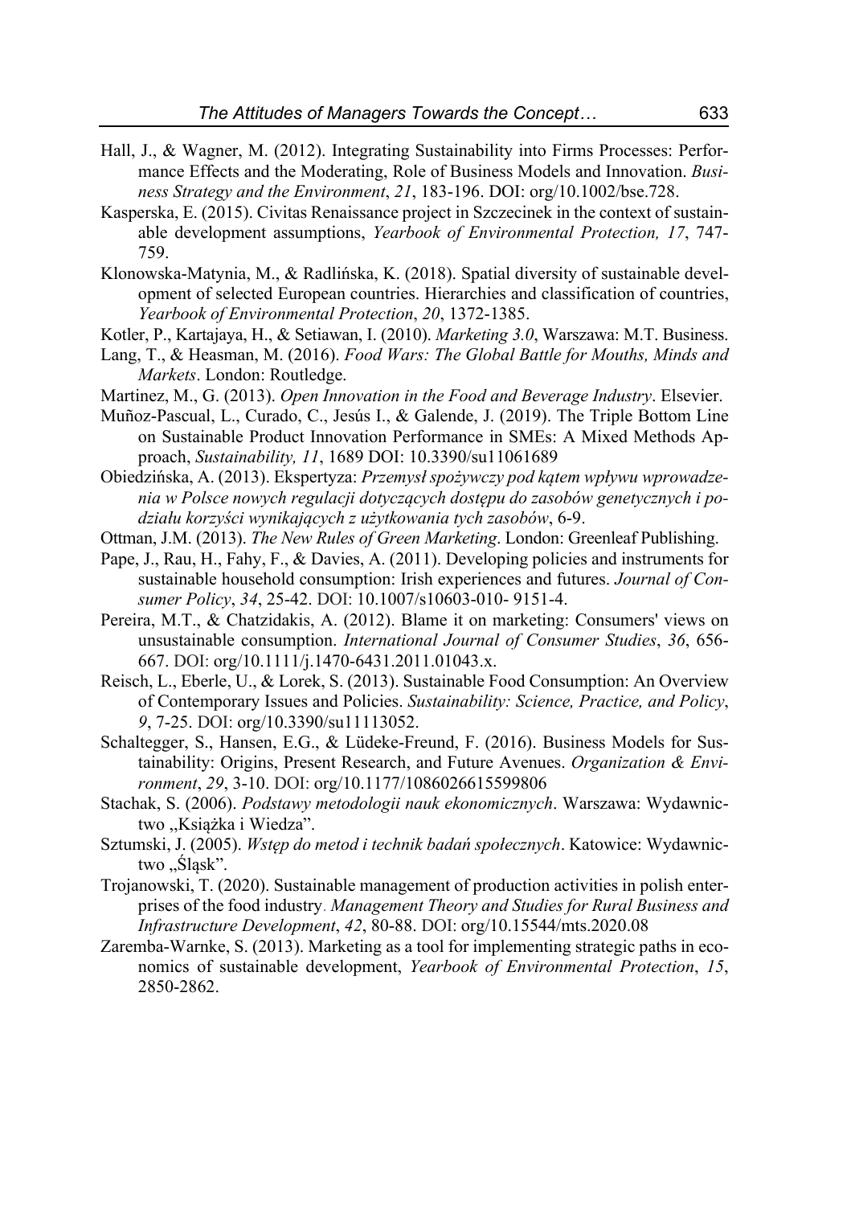Hall, J., & Wagner, M. (2012). Integrating Sustainability into Firms Processes: Performance Effects and the Moderating, Role of Business Models and Innovation. *Business Strategy and the Environment*, *21*, 183-196. DOI: org/10.1002/bse.728.

Kasperska, E. (2015). Civitas Renaissance project in Szczecinek in the context of sustainable development assumptions, *Yearbook of Environmental Protection, 17*, 747-759.

Klonowska-Matynia, M., & Radlińska, K. (2018). Spatial diversity of sustainable development of selected European countries. Hierarchies and classification of countries, *Yearbook of Environmental Protection*, *20*, 1372-1385.

Kotler, P., Kartajaya, H., & Setiawan, I. (2010). *Marketing 3.0*, Warszawa: M.T. Business.

Lang, T., & Heasman, M. (2016). *Food Wars: The Global Battle for Mouths, Minds and Markets*. London: Routledge.

Martinez, M., G. (2013). *Open Innovation in the Food and Beverage Industry*. Elsevier.

Muñoz-Pascual, L., Curado, C., Jesús I., & Galende, J. (2019). The Triple Bottom Line on Sustainable Product Innovation Performance in SMEs: A Mixed Methods Approach, *Sustainability, 11*, 1689 DOI: 10.3390/su11061689

Obiedzińska, A. (2013). Ekspertyza: *Przemysł spożywczy pod kątem wpływu wprowadzenia w Polsce nowych regulacji dotyczących dostępu do zasobów genetycznych i podziału korzyści wynikających z użytkowania tych zasobów*, 6-9.

Ottman, J.M. (2013). *The New Rules of Green Marketing*. London: Greenleaf Publishing.

Pape, J., Rau, H., Fahy, F., & Davies, A. (2011). Developing policies and instruments for sustainable household consumption: Irish experiences and futures. *Journal of Consumer Policy*, *34*, 25-42. DOI: 10.1007/s10603-010- 9151-4.

Pereira, M.T., & Chatzidakis, A. (2012). Blame it on marketing: Consumers' views on unsustainable consumption. *International Journal of Consumer Studies*, *36*, 656-667. DOI: org/10.1111/j.1470-6431.2011.01043.x.

Reisch, L., Eberle, U., & Lorek, S. (2013). Sustainable Food Consumption: An Overview of Contemporary Issues and Policies. *Sustainability: Science, Practice, and Policy*, *9*, 7-25. DOI: org/10.3390/su11113052.

Schaltegger, S., Hansen, E.G., & Lüdeke-Freund, F. (2016). Business Models for Sustainability: Origins, Present Research, and Future Avenues. *Organization & Environment*, *29*, 3-10. DOI: org/10.1177/1086026615599806

Stachak, S. (2006). *Podstawy metodologii nauk ekonomicznych*. Warszawa: Wydawnictwo ,,Książka i Wiedza".

Sztumski, J. (2005). *Wstęp do metod i technik badań społecznych*. Katowice: Wydawnictwo „Śląsk".

Trojanowski, T. (2020). Sustainable management of production activities in polish enterprises of the food industry. *Management Theory and Studies for Rural Business and Infrastructure Development*, *42*, 80-88. DOI: org/10.15544/mts.2020.08

Zaremba-Warnke, S. (2013). Marketing as a tool for implementing strategic paths in economics of sustainable development, *Yearbook of Environmental Protection*, *15*, 2850-2862.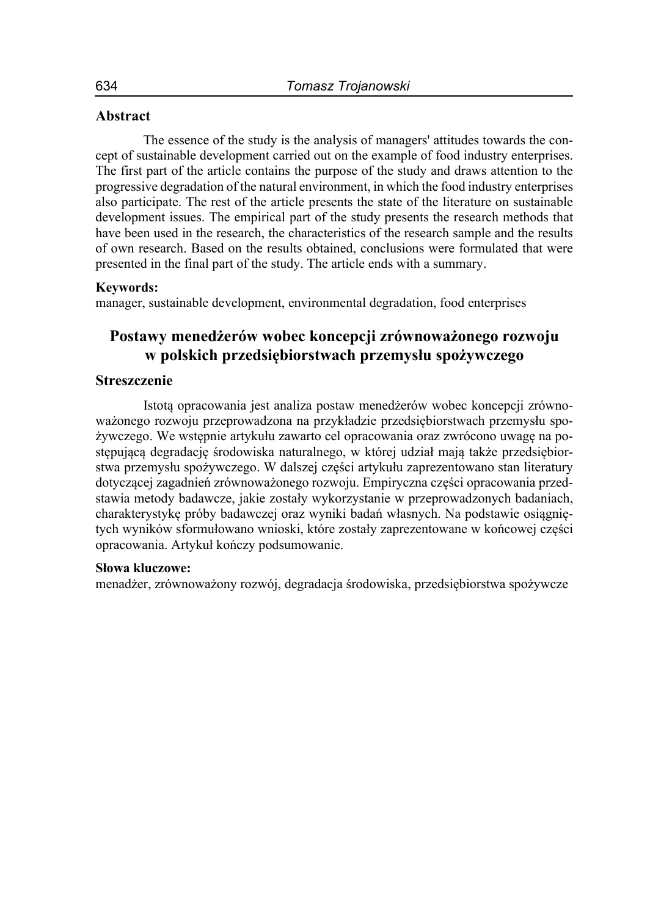## Abstract

The essence of the study is the analysis of managers' attitudes towards the concept of sustainable development carried out on the example of food industry enterprises. The first part of the article contains the purpose of the study and draws attention to the progressive degradation of the natural environment, in which the food industry enterprises also participate. The rest of the article presents the state of the literature on sustainable development issues. The empirical part of the study presents the research methods that have been used in the research, the characteristics of the research sample and the results of own research. Based on the results obtained, conclusions were formulated that were presented in the final part of the study. The article ends with a summary.

**Keywords:**
manager, sustainable development, environmental degradation, food enterprises

## Postawy menedżerów wobec koncepcji zrównoważonego rozwoju w polskich przedsiębiorstwach przemysłu spożywczego

## Streszczenie

Istotą opracowania jest analiza postaw menedżerów wobec koncepcji zrównoważonego rozwoju przeprowadzona na przykładzie przedsiębiorstwach przemysłu spożywczego. We wstępnie artykułu zawarto cel opracowania oraz zwrócono uwagę na postępującą degradację środowiska naturalnego, w której udział mają także przedsiębiorstwa przemysłu spożywczego. W dalszej części artykułu zaprezentowano stan literatury dotyczącej zagadnień zrównoważonego rozwoju. Empiryczna części opracowania przedstawia metody badawcze, jakie zostały wykorzystanie w przeprowadzonych badaniach, charakterystykę próby badawczej oraz wyniki badań własnych. Na podstawie osiągniętych wyników sformułowano wnioski, które zostały zaprezentowane w końcowej części opracowania. Artykuł kończy podsumowanie.

**Słowa kluczowe:**
menadżer, zrównoważony rozwój, degradacja środowiska, przedsiębiorstwa spożywcze